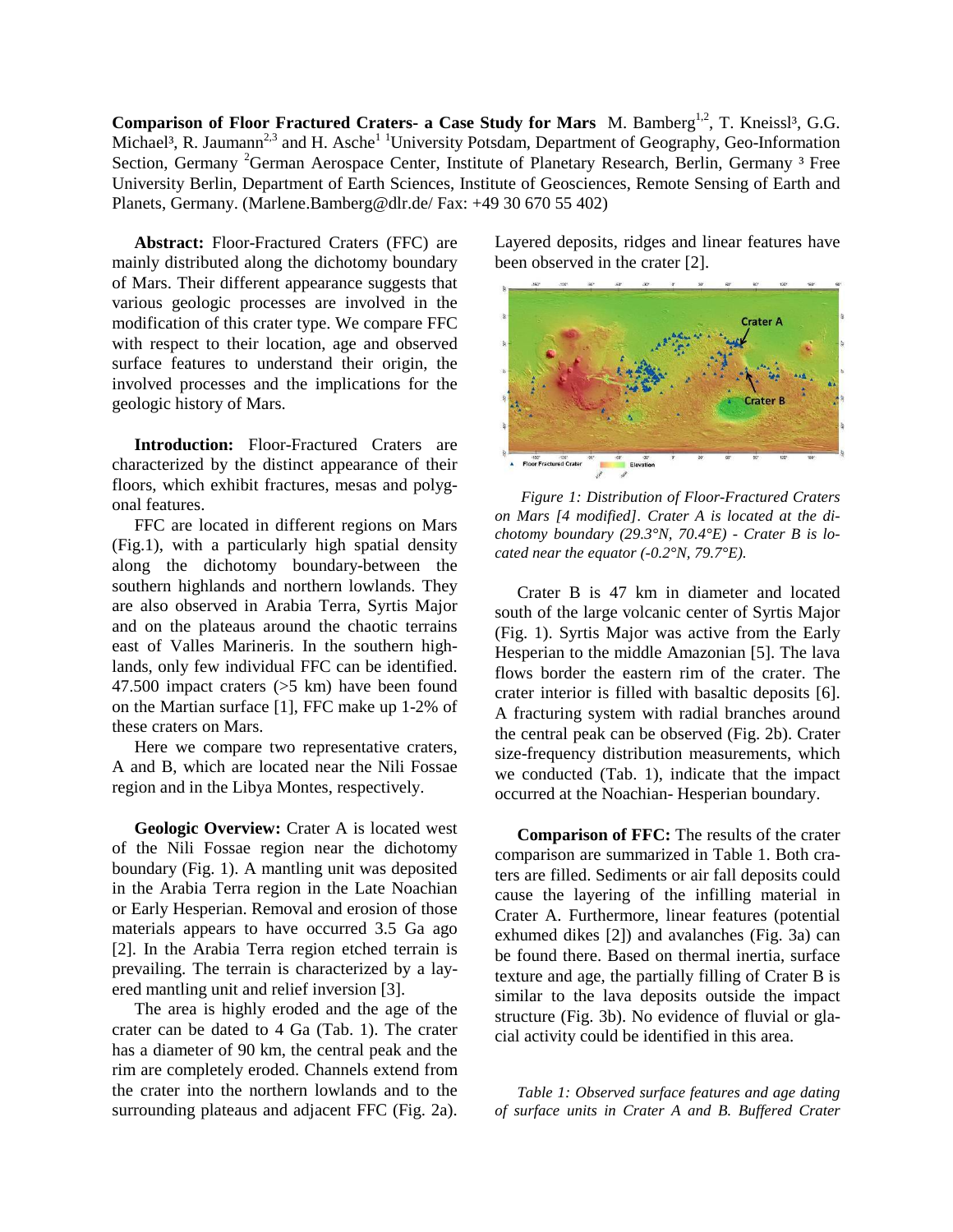**Comparison of Floor Fractured Craters- a Case Study for Mars** M. Bamberg[1,2], T. Kneissl[3], G.G. Michael[3], R. Jaumann[2,3] and H. Asche[1] [1]University Potsdam, Department of Geography, Geo-Information Section, Germany [2]German Aerospace Center, Institute of Planetary Research, Berlin, Germany [3] Free University Berlin, Department of Earth Sciences, Institute of Geosciences, Remote Sensing of Earth and Planets, Germany. (Marlene.Bamberg@dlr.de/ Fax: +49 30 670 55 402)

**Abstract:** Floor-Fractured Craters (FFC) are mainly distributed along the dichotomy boundary of Mars. Their different appearance suggests that various geologic processes are involved in the modification of this crater type. We compare FFC with respect to their location, age and observed surface features to understand their origin, the involved processes and the implications for the geologic history of Mars.

**Introduction:** Floor-Fractured Craters are characterized by the distinct appearance of their floors, which exhibit fractures, mesas and polygonal features.

FFC are located in different regions on Mars (Fig.1), with a particularly high spatial density along the dichotomy boundary-between the southern highlands and northern lowlands. They are also observed in Arabia Terra, Syrtis Major and on the plateaus around the chaotic terrains east of Valles Marineris. In the southern highlands, only few individual FFC can be identified. 47.500 impact craters (>5 km) have been found on the Martian surface [1], FFC make up 1-2% of these craters on Mars.

Here we compare two representative craters, A and B, which are located near the Nili Fossae region and in the Libya Montes, respectively.

**Geologic Overview:** Crater A is located west of the Nili Fossae region near the dichotomy boundary (Fig. 1). A mantling unit was deposited in the Arabia Terra region in the Late Noachian or Early Hesperian. Removal and erosion of those materials appears to have occurred 3.5 Ga ago [2]. In the Arabia Terra region etched terrain is prevailing. The terrain is characterized by a layered mantling unit and relief inversion [3].

The area is highly eroded and the age of the crater can be dated to 4 Ga (Tab. 1). The crater has a diameter of 90 km, the central peak and the rim are completely eroded. Channels extend from the crater into the northern lowlands and to the surrounding plateaus and adjacent FFC (Fig. 2a). Layered deposits, ridges and linear features have been observed in the crater [2].

*Figure 1: Distribution of Floor-Fractured Craters on Mars [4 modified]. Crater A is located at the dichotomy boundary (29.3°N, 70.4°E) - Crater B is located near the equator (-0.2°N, 79.7°E).*

Crater B is 47 km in diameter and located south of the large volcanic center of Syrtis Major (Fig. 1). Syrtis Major was active from the Early Hesperian to the middle Amazonian [5]. The lava flows border the eastern rim of the crater. The crater interior is filled with basaltic deposits [6]. A fracturing system with radial branches around the central peak can be observed (Fig. 2b). Crater size-frequency distribution measurements, which we conducted (Tab. 1), indicate that the impact occurred at the Noachian- Hesperian boundary.

**Comparison of FFC:** The results of the crater comparison are summarized in Table 1. Both craters are filled. Sediments or air fall deposits could cause the layering of the infilling material in Crater A. Furthermore, linear features (potential exhumed dikes [2]) and avalanches (Fig. 3a) can be found there. Based on thermal inertia, surface texture and age, the partially filling of Crater B is similar to the lava deposits outside the impact structure (Fig. 3b). No evidence of fluvial or glacial activity could be identified in this area.

*Table 1: Observed surface features and age dating of surface units in Crater A and B. Buffered Crater*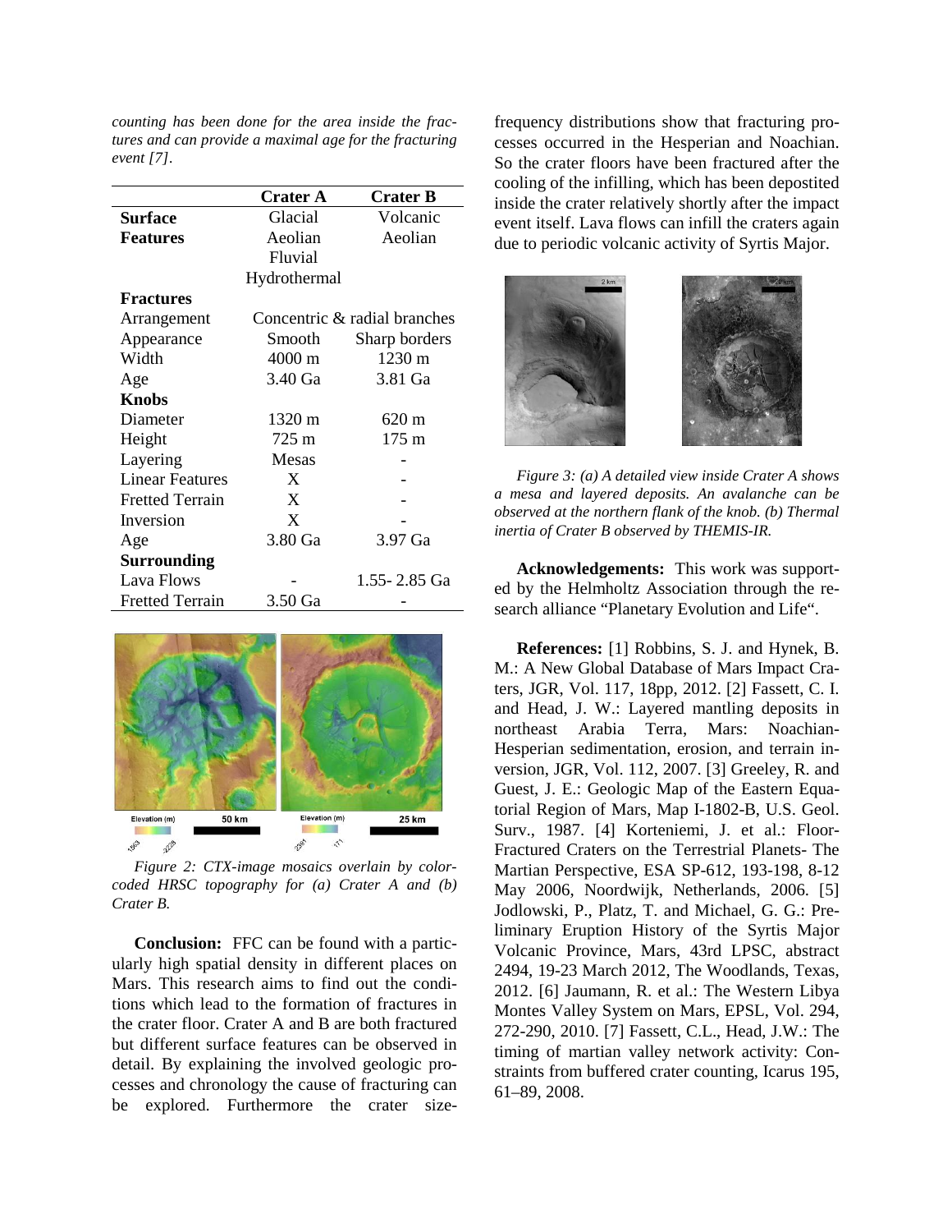*counting has been done for the area inside the fractures and can provide a maximal age for the fracturing event [7].*

| | Crater A | Crater B |
|---|---|---|
| **Surface Features** | Glacial<br>Aeolian<br>Fluvial<br>Hydrothermal | Volcanic<br>Aeolian |
| **Fractures** | | |
| Arrangement | Concentric & radial branches | |
| Appearance | Smooth | Sharp borders |
| Width | 4000 m | 1230 m |
| Age | 3.40 Ga | 3.81 Ga |
| **Knobs** | | |
| Diameter | 1320 m | 620 m |
| Height | 725 m | 175 m |
| Layering | Mesas | - |
| Linear Features | X | - |
| Fretted Terrain | X | - |
| Inversion | X | - |
| Age | 3.80 Ga | 3.97 Ga |
| **Surrounding** | | |
| Lava Flows | - | 1.55- 2.85 Ga |
| Fretted Terrain | 3.50 Ga | - |

Elevation (m)
50 km
-1563
-2228
Elevation (m)
25 km
2391
171

*Figure 2: CTX-image mosaics overlain by color-coded HRSC topography for (a) Crater A and (b) Crater B.*

**Conclusion:** FFC can be found with a particularly high spatial density in different places on Mars. This research aims to find out the conditions which lead to the formation of fractures in the crater floor. Crater A and B are both fractured but different surface features can be observed in detail. By explaining the involved geologic processes and chronology the cause of fracturing can be explored. Furthermore the crater size-frequency distributions show that fracturing processes occurred in the Hesperian and Noachian. So the crater floors have been fractured after the cooling of the infilling, which has been depostited inside the crater relatively shortly after the impact event itself. Lava flows can infill the craters again due to periodic volcanic activity of Syrtis Major.

2 km
20 km

*Figure 3: (a) A detailed view inside Crater A shows a mesa and layered deposits. An avalanche can be observed at the northern flank of the knob. (b) Thermal inertia of Crater B observed by THEMIS-IR.*

**Acknowledgements:** This work was supported by the Helmholtz Association through the research alliance "Planetary Evolution and Life".

**References:** [1] Robbins, S. J. and Hynek, B. M.: A New Global Database of Mars Impact Craters, JGR, Vol. 117, 18pp, 2012. [2] Fassett, C. I. and Head, J. W.: Layered mantling deposits in northeast Arabia Terra, Mars: Noachian-Hesperian sedimentation, erosion, and terrain inversion, JGR, Vol. 112, 2007. [3] Greeley, R. and Guest, J. E.: Geologic Map of the Eastern Equatorial Region of Mars, Map I-1802-B, U.S. Geol. Surv., 1987. [4] Korteniemi, J. et al.: Floor-Fractured Craters on the Terrestrial Planets- The Martian Perspective, ESA SP-612, 193-198, 8-12 May 2006, Noordwijk, Netherlands, 2006. [5] Jodlowski, P., Platz, T. and Michael, G. G.: Preliminary Eruption History of the Syrtis Major Volcanic Province, Mars, 43rd LPSC, abstract 2494, 19-23 March 2012, The Woodlands, Texas, 2012. [6] Jaumann, R. et al.: The Western Libya Montes Valley System on Mars, EPSL, Vol. 294, 272-290, 2010. [7] Fassett, C.L., Head, J.W.: The timing of martian valley network activity: Constraints from buffered crater counting, Icarus 195, 61–89, 2008.